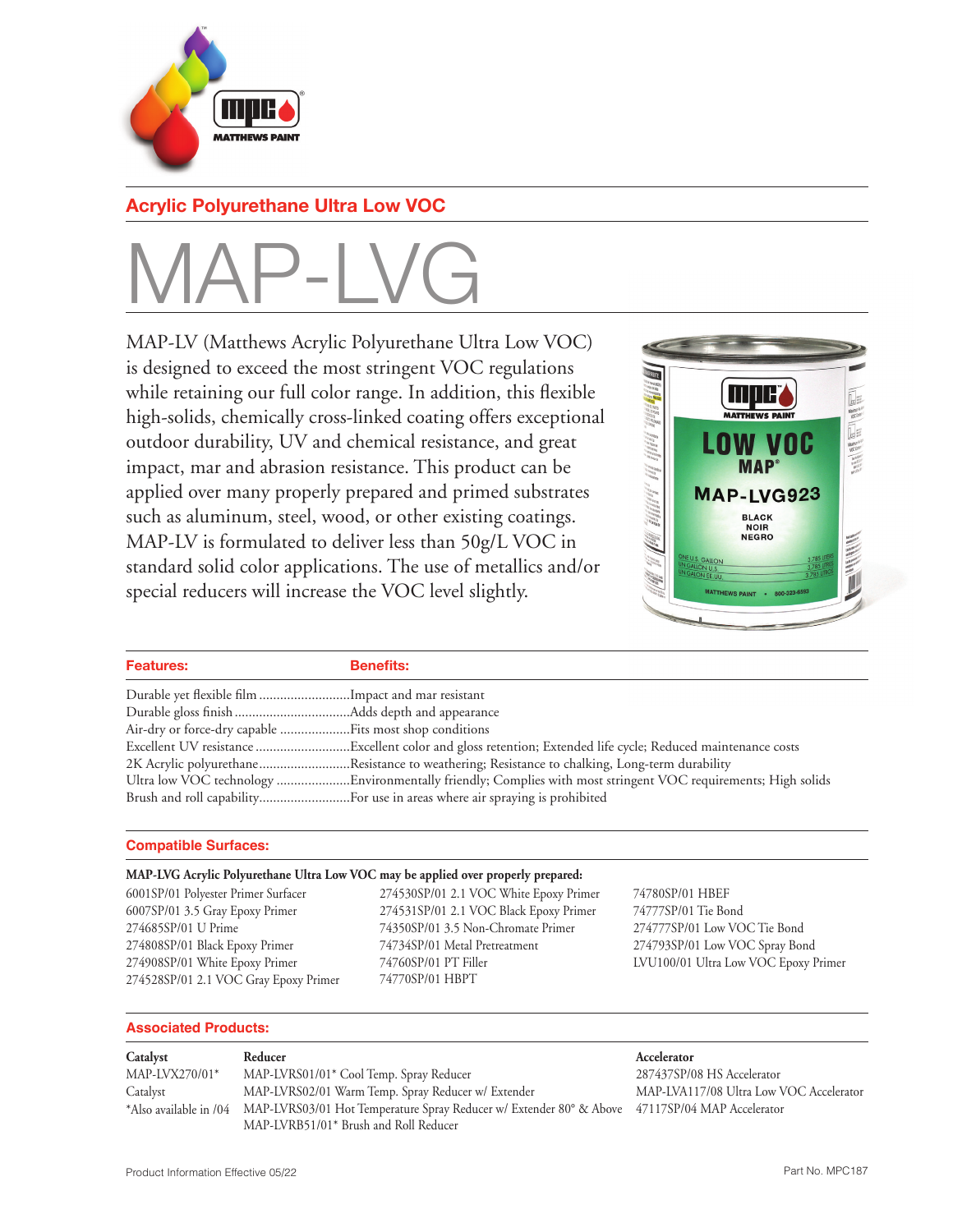## Acrylic Polyurethane Ultra Low VOC

# MAP-LVG

MAP-LV (Matthews Acrylic Polyurethane Ultra Low VOC) is designed to exceed the most stringent VOC regulations while retaining our full color range. In addition, this flexible high-solids, chemically cross-linked coating offers exceptional outdoor durability, UV and chemical resistance, and great impact, mar and abrasion resistance. This product can be applied over many properly prepared and primed substrates such as aluminum, steel, wood, or other existing coatings. MAP-LV is formulated to deliver less than 50g/L VOC in standard solid color applications. The use of metallics and/or special reducers will increase the VOC level slightly.

| Features: | Benefits: |
|---|---|
| Durable yet flexible film | Impact and mar resistant |
| Durable gloss finish | Adds depth and appearance |
| Air-dry or force-dry capable | Fits most shop conditions |
| Excellent UV resistance | Excellent color and gloss retention; Extended life cycle; Reduced maintenance costs |
| 2K Acrylic polyurethane | Resistance to weathering; Resistance to chalking, Long-term durability |
| Ultra low VOC technology | Environmentally friendly; Complies with most stringent VOC requirements; High solids |
| Brush and roll capability | For use in areas where air spraying is prohibited |

## Compatible Surfaces:

**MAP-LVG Acrylic Polyurethane Ultra Low VOC may be applied over properly prepared:**

- 6001SP/01 Polyester Primer Surfacer
- 6007SP/01 3.5 Gray Epoxy Primer
- 274685SP/01 U Prime
- 274808SP/01 Black Epoxy Primer
- 274908SP/01 White Epoxy Primer
- 274528SP/01 2.1 VOC Gray Epoxy Primer
- 274530SP/01 2.1 VOC White Epoxy Primer
- 274531SP/01 2.1 VOC Black Epoxy Primer
- 74350SP/01 3.5 Non-Chromate Primer
- 74734SP/01 Metal Pretreatment
- 74760SP/01 PT Filler
- 74770SP/01 HBPT
- 74780SP/01 HBEF
- 74777SP/01 Tie Bond
- 274777SP/01 Low VOC Tie Bond
- 274793SP/01 Low VOC Spray Bond
- LVU100/01 Ultra Low VOC Epoxy Primer

## Associated Products:

**Catalyst**

MAP-LVX270/01* Catalyst

*Also available in /04

**Reducer**

- MAP-LVRS01/01* Cool Temp. Spray Reducer
- MAP-LVRS02/01 Warm Temp. Spray Reducer w/ Extender
- MAP-LVRS03/01 Hot Temperature Spray Reducer w/ Extender 80° & Above
- MAP-LVRB51/01* Brush and Roll Reducer

**Accelerator**

- 287437SP/08 HS Accelerator
- MAP-LVA117/08 Ultra Low VOC Accelerator
- 47117SP/04 MAP Accelerator

Product Information Effective 05/22

Part No. MPC187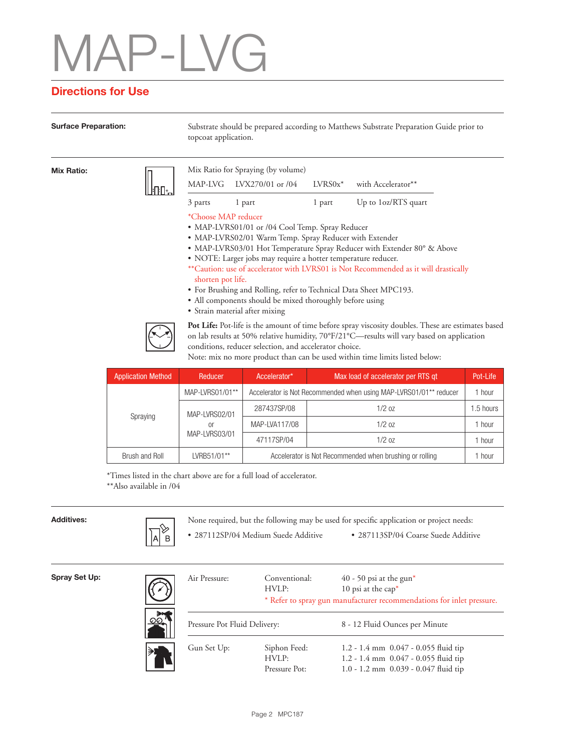# MAP-LVG

## Directions for Use

**Surface Preparation:**

Substrate should be prepared according to Matthews Substrate Preparation Guide prior to topcoat application.

**Mix Ratio:**

Mix Ratio for Spraying (by volume)

| MAP-LVG | LVX270/01 or /04 | LVRS0x* | with Accelerator** |
|---|---|---|---|
| 3 parts | 1 part | 1 part | Up to 1oz/RTS quart |

*Choose MAP reducer

- MAP-LVRS01/01 or /04 Cool Temp. Spray Reducer
- MAP-LVRS02/01 Warm Temp. Spray Reducer with Extender
- MAP-LVRS03/01 Hot Temperature Spray Reducer with Extender 80° & Above
- NOTE: Larger jobs may require a hotter temperature reducer.

**Caution: use of accelerator with LVRS01 is Not Recommended as it will drastically shorten pot life.

- For Brushing and Rolling, refer to Technical Data Sheet MPC193.
- All components should be mixed thoroughly before using
- Strain material after mixing

**Pot Life:** Pot-life is the amount of time before spray viscosity doubles. These are estimates based on lab results at 50% relative humidity, 70°F/21°C—results will vary based on application conditions, reducer selection, and accelerator choice.
Note: mix no more product than can be used within time limits listed below:

| Application Method | Reducer | Accelerator* | Max load of accelerator per RTS qt | Pot-Life |
|---|---|---|---|---|
| Spraying | MAP-LVRS01/01** | Accelerator is Not Recommended when using MAP-LVRS01/01** reducer | | 1 hour |
| | MAP-LVRS02/01 or MAP-LVRS03/01 | 287437SP/08 | 1/2 oz | 1.5 hours |
| | | MAP-LVA117/08 | 1/2 oz | 1 hour |
| | | 47117SP/04 | 1/2 oz | 1 hour |
| Brush and Roll | LVRB51/01** | Accelerator is Not Recommended when brushing or rolling | | 1 hour |

*Times listed in the chart above are for a full load of accelerator.
**Also available in /04

**Additives:**

None required, but the following may be used for specific application or project needs:

- 287112SP/04 Medium Suede Additive
- 287113SP/04 Coarse Suede Additive

**Spray Set Up:**

| | | |
|---|---|---|
| Air Pressure: | Conventional: | 40 - 50 psi at the gun* |
| | HVLP: | 10 psi at the cap* |

* Refer to spray gun manufacturer recommendations for inlet pressure.

Pressure Pot Fluid Delivery: 8 - 12 Fluid Ounces per Minute

| | | |
|---|---|---|
| Gun Set Up: | Siphon Feed: | 1.2 - 1.4 mm 0.047 - 0.055 fluid tip |
| | HVLP: | 1.2 - 1.4 mm 0.047 - 0.055 fluid tip |
| | Pressure Pot: | 1.0 - 1.2 mm 0.039 - 0.047 fluid tip |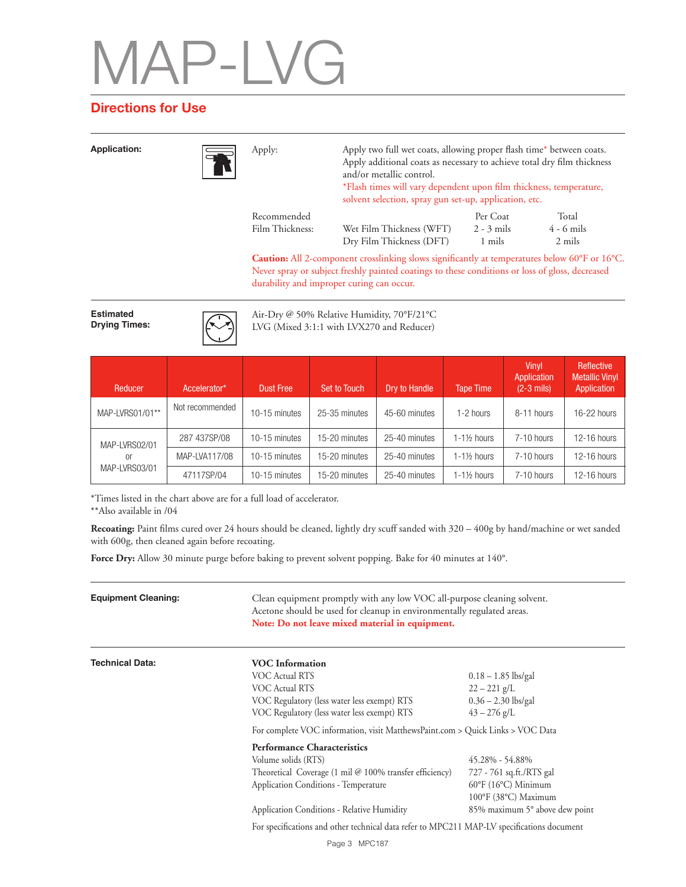# MAP-LVG

## Directions for Use

**Application:**

Apply: Apply two full wet coats, allowing proper flash time* between coats. Apply additional coats as necessary to achieve total dry film thickness and/or metallic control.

*Flash times will vary dependent upon film thickness, temperature, solvent selection, spray gun set-up, application, etc.

| Recommended Film Thickness: | | Per Coat | Total |
|---|---|---|---|
| | Wet Film Thickness (WFT) | 2 - 3 mils | 4 - 6 mils |
| | Dry Film Thickness (DFT) | 1 mils | 2 mils |

**Caution:** All 2-component crosslinking slows significantly at temperatures below 60°F or 16°C. Never spray or subject freshly painted coatings to these conditions or loss of gloss, decreased durability and improper curing can occur.

**Estimated Drying Times:**

Air-Dry @ 50% Relative Humidity, 70°F/21°C
LVG (Mixed 3:1:1 with LVX270 and Reducer)

| Reducer | Accelerator* | Dust Free | Set to Touch | Dry to Handle | Tape Time | Vinyl Application (2-3 mils) | Reflective Metallic Vinyl Application |
|---|---|---|---|---|---|---|---|
| MAP-LVRS01/01** | Not recommended | 10-15 minutes | 25-35 minutes | 45-60 minutes | 1-2 hours | 8-11 hours | 16-22 hours |
| MAP-LVRS02/01 or MAP-LVRS03/01 | 287 437SP/08 | 10-15 minutes | 15-20 minutes | 25-40 minutes | 1-1½ hours | 7-10 hours | 12-16 hours |
| | MAP-LVA117/08 | 10-15 minutes | 15-20 minutes | 25-40 minutes | 1-1½ hours | 7-10 hours | 12-16 hours |
| | 47117SP/04 | 10-15 minutes | 15-20 minutes | 25-40 minutes | 1-1½ hours | 7-10 hours | 12-16 hours |

*Times listed in the chart above are for a full load of accelerator.
**Also available in /04

**Recoating:** Paint films cured over 24 hours should be cleaned, lightly dry scuff sanded with 320 – 400g by hand/machine or wet sanded with 600g, then cleaned again before recoating.

**Force Dry:** Allow 30 minute purge before baking to prevent solvent popping. Bake for 40 minutes at 140°.

**Equipment Cleaning:**

Clean equipment promptly with any low VOC all-purpose cleaning solvent. Acetone should be used for cleanup in environmentally regulated areas.
**Note: Do not leave mixed material in equipment.**

**Technical Data:**

**VOC Information**

| | |
|---|---|
| VOC Actual RTS | 0.18 – 1.85 lbs/gal |
| VOC Actual RTS | 22 – 221 g/L |
| VOC Regulatory (less water less exempt) RTS | 0.36 – 2.30 lbs/gal |
| VOC Regulatory (less water less exempt) RTS | 43 – 276 g/L |

For complete VOC information, visit MatthewsPaint.com > Quick Links > VOC Data

**Performance Characteristics**

| | |
|---|---|
| Volume solids (RTS) | 45.28% - 54.88% |
| Theoretical Coverage (1 mil @ 100% transfer efficiency) | 727 - 761 sq.ft./RTS gal |
| Application Conditions - Temperature | 60°F (16°C) Minimum<br>100°F (38°C) Maximum |
| Application Conditions - Relative Humidity | 85% maximum 5° above dew point |

For specifications and other technical data refer to MPC211 MAP-LV specifications document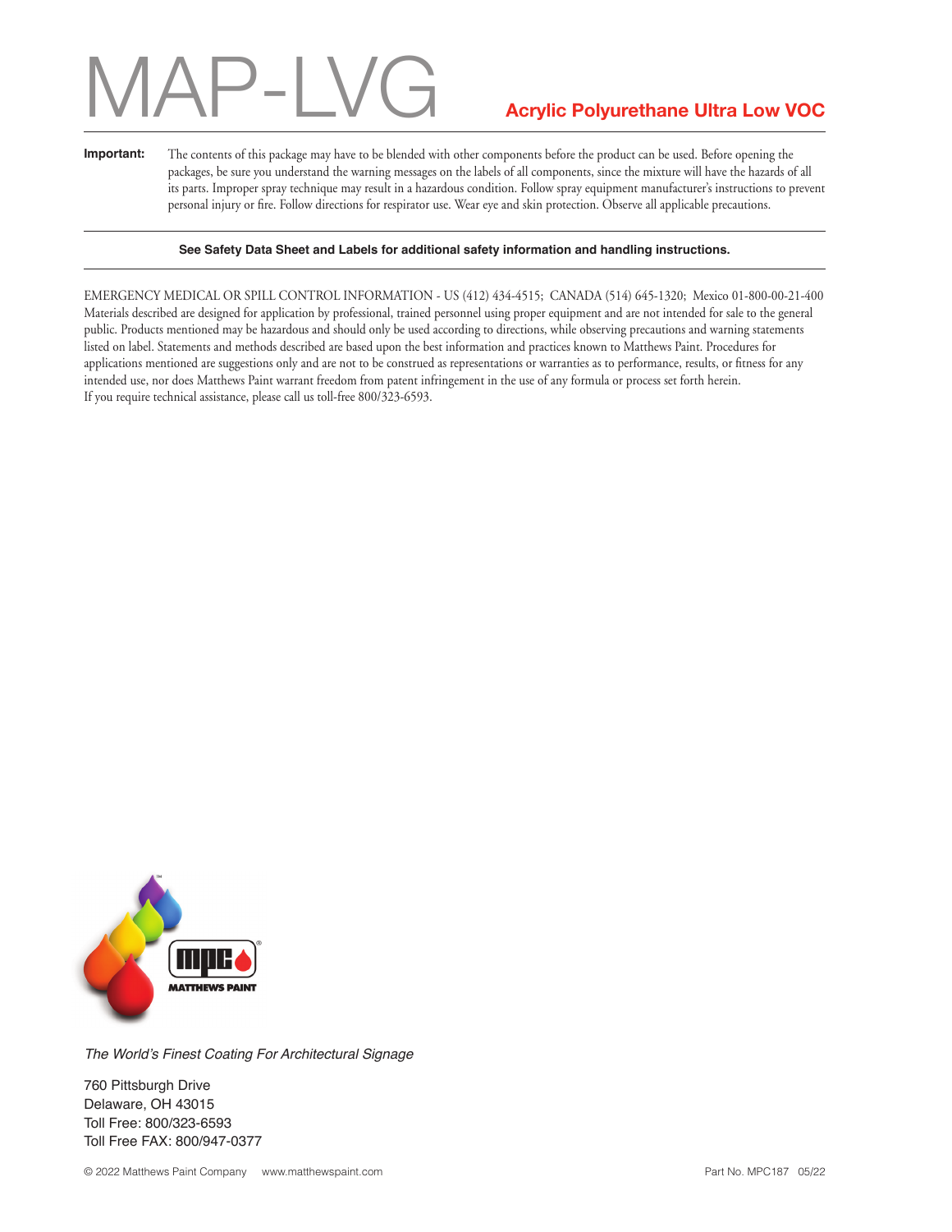# MAP-LVG

## Acrylic Polyurethane Ultra Low VOC

**Important:** The contents of this package may have to be blended with other components before the product can be used. Before opening the packages, be sure you understand the warning messages on the labels of all components, since the mixture will have the hazards of all its parts. Improper spray technique may result in a hazardous condition. Follow spray equipment manufacturer's instructions to prevent personal injury or fire. Follow directions for respirator use. Wear eye and skin protection. Observe all applicable precautions.

**See Safety Data Sheet and Labels for additional safety information and handling instructions.**

EMERGENCY MEDICAL OR SPILL CONTROL INFORMATION - US (412) 434-4515; CANADA (514) 645-1320; Mexico 01-800-00-21-400
Materials described are designed for application by professional, trained personnel using proper equipment and are not intended for sale to the general public. Products mentioned may be hazardous and should only be used according to directions, while observing precautions and warning statements listed on label. Statements and methods described are based upon the best information and practices known to Matthews Paint. Procedures for applications mentioned are suggestions only and are not to be construed as representations or warranties as to performance, results, or fitness for any intended use, nor does Matthews Paint warrant freedom from patent infringement in the use of any formula or process set forth herein.
If you require technical assistance, please call us toll-free 800/323-6593.

MPC MATTHEWS PAINT

*The World's Finest Coating For Architectural Signage*

760 Pittsburgh Drive
Delaware, OH 43015
Toll Free: 800/323-6593
Toll Free FAX: 800/947-0377

© 2022 Matthews Paint Company www.matthewspaint.com

Part No. MPC187 05/22